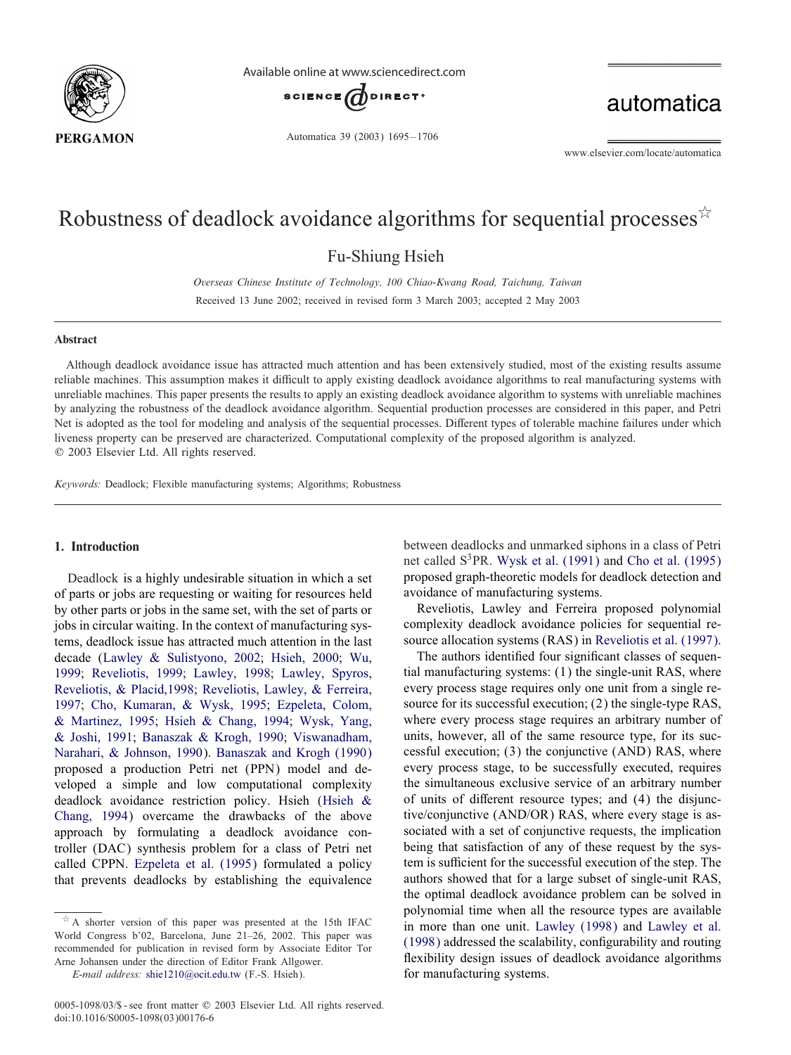# Robustness of deadlock avoidance algorithms for sequential processes☆

Fu-Shiung Hsieh

*Overseas Chinese Institute of Technology, 100 Chiao-Kwang Road, Taichung, Taiwan*

Received 13 June 2002; received in revised form 3 March 2003; accepted 2 May 2003

## Abstract

Although deadlock avoidance issue has attracted much attention and has been extensively studied, most of the existing results assume reliable machines. This assumption makes it difficult to apply existing deadlock avoidance algorithms to real manufacturing systems with unreliable machines. This paper presents the results to apply an existing deadlock avoidance algorithm to systems with unreliable machines by analyzing the robustness of the deadlock avoidance algorithm. Sequential production processes are considered in this paper, and Petri Net is adopted as the tool for modeling and analysis of the sequential processes. Different types of tolerable machine failures under which liveness property can be preserved are characterized. Computational complexity of the proposed algorithm is analyzed.
© 2003 Elsevier Ltd. All rights reserved.

*Keywords:* Deadlock; Flexible manufacturing systems; Algorithms; Robustness

## 1. Introduction

Deadlock is a highly undesirable situation in which a set of parts or jobs are requesting or waiting for resources held by other parts or jobs in the same set, with the set of parts or jobs in circular waiting. In the context of manufacturing systems, deadlock issue has attracted much attention in the last decade (Lawley & Sulistyono, 2002; Hsieh, 2000; Wu, 1999; Reveliotis, 1999; Lawley, 1998; Lawley, Spyros, Reveliotis, & Placid,1998; Reveliotis, Lawley, & Ferreira, 1997; Cho, Kumaran, & Wysk, 1995; Ezpeleta, Colom, & Martinez, 1995; Hsieh & Chang, 1994; Wysk, Yang, & Joshi, 1991; Banaszak & Krogh, 1990; Viswanadham, Narahari, & Johnson, 1990). Banaszak and Krogh (1990) proposed a production Petri net (PPN) model and developed a simple and low computational complexity deadlock avoidance restriction policy. Hsieh (Hsieh & Chang, 1994) overcame the drawbacks of the above approach by formulating a deadlock avoidance controller (DAC) synthesis problem for a class of Petri net called CPPN. Ezpeleta et al. (1995) formulated a policy that prevents deadlocks by establishing the equivalence between deadlocks and unmarked siphons in a class of Petri net called $S^3$PR. Wysk et al. (1991) and Cho et al. (1995) proposed graph-theoretic models for deadlock detection and avoidance of manufacturing systems.

Reveliotis, Lawley and Ferreira proposed polynomial complexity deadlock avoidance policies for sequential resource allocation systems (RAS) in Reveliotis et al. (1997).

The authors identified four significant classes of sequential manufacturing systems: (1) the single-unit RAS, where every process stage requires only one unit from a single resource for its successful execution; (2) the single-type RAS, where every process stage requires an arbitrary number of units, however, all of the same resource type, for its successful execution; (3) the conjunctive (AND) RAS, where every process stage, to be successfully executed, requires the simultaneous exclusive service of an arbitrary number of units of different resource types; and (4) the disjunctive/conjunctive (AND/OR) RAS, where every stage is associated with a set of conjunctive requests, the implication being that satisfaction of any of these request by the system is sufficient for the successful execution of the step. The authors showed that for a large subset of single-unit RAS, the optimal deadlock avoidance problem can be solved in polynomial time when all the resource types are available in more than one unit. Lawley (1998) and Lawley et al. (1998) addressed the scalability, configurability and routing flexibility design issues of deadlock avoidance algorithms for manufacturing systems.

☆ A shorter version of this paper was presented at the 15th IFAC World Congress b'02, Barcelona, June 21–26, 2002. This paper was recommended for publication in revised form by Associate Editor Tor Arne Johansen under the direction of Editor Frank Allgower.

*E-mail address:* shie1210@ocit.edu.tw (F.-S. Hsieh).

0005-1098/03/$ - see front matter © 2003 Elsevier Ltd. All rights reserved.
doi:10.1016/S0005-1098(03)00176-6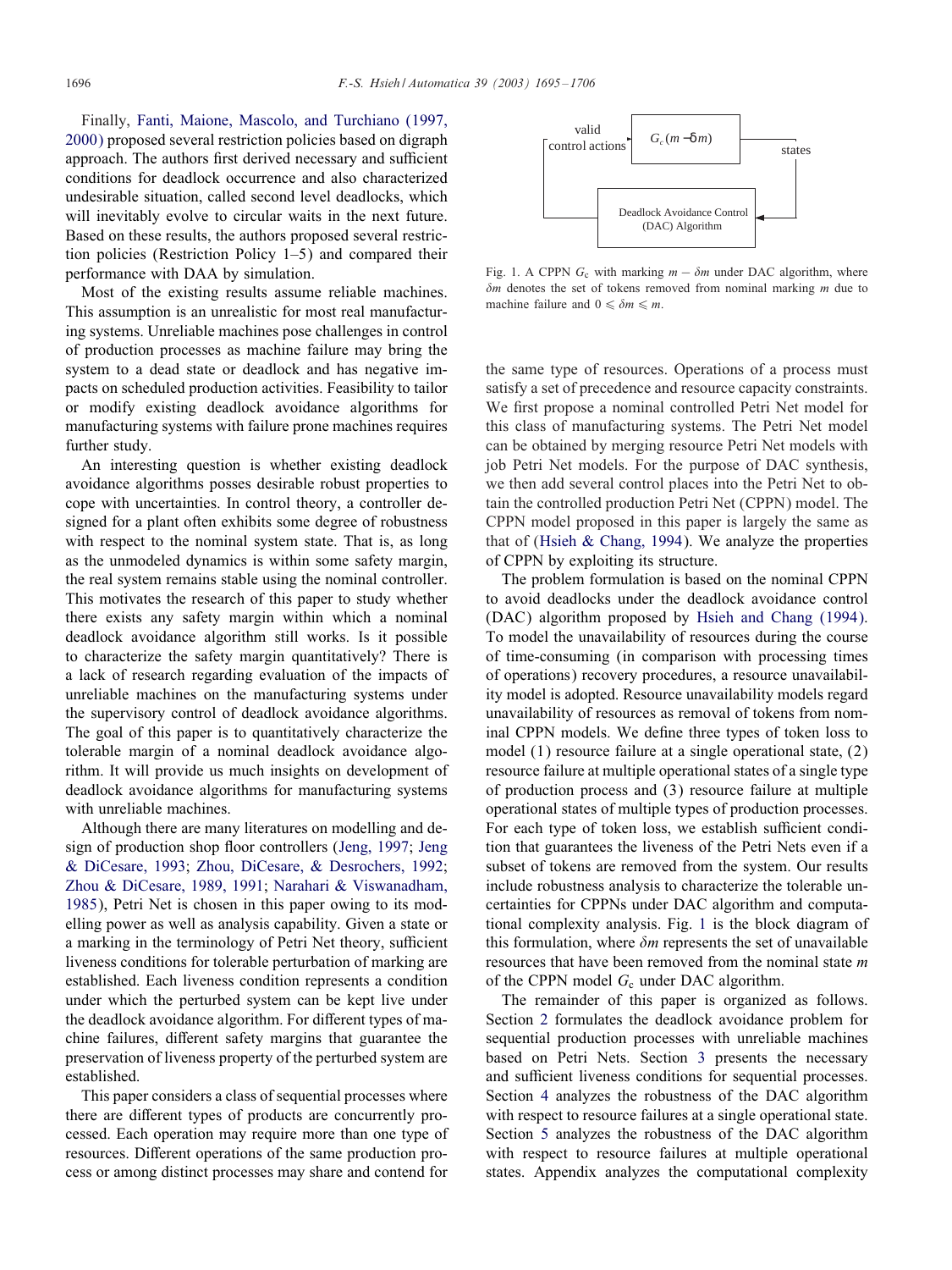Finally, Fanti, Maione, Mascolo, and Turchiano (1997, 2000) proposed several restriction policies based on digraph approach. The authors first derived necessary and sufficient conditions for deadlock occurrence and also characterized undesirable situation, called second level deadlocks, which will inevitably evolve to circular waits in the near future. Based on these results, the authors proposed several restriction policies (Restriction Policy 1–5) and compared their performance with DAA by simulation.

Most of the existing results assume reliable machines. This assumption is an unrealistic for most real manufacturing systems. Unreliable machines pose challenges in control of production processes as machine failure may bring the system to a dead state or deadlock and has negative impacts on scheduled production activities. Feasibility to tailor or modify existing deadlock avoidance algorithms for manufacturing systems with failure prone machines requires further study.

An interesting question is whether existing deadlock avoidance algorithms posses desirable robust properties to cope with uncertainties. In control theory, a controller designed for a plant often exhibits some degree of robustness with respect to the nominal system state. That is, as long as the unmodeled dynamics is within some safety margin, the real system remains stable using the nominal controller. This motivates the research of this paper to study whether there exists any safety margin within which a nominal deadlock avoidance algorithm still works. Is it possible to characterize the safety margin quantitatively? There is a lack of research regarding evaluation of the impacts of unreliable machines on the manufacturing systems under the supervisory control of deadlock avoidance algorithms. The goal of this paper is to quantitatively characterize the tolerable margin of a nominal deadlock avoidance algorithm. It will provide us much insights on development of deadlock avoidance algorithms for manufacturing systems with unreliable machines.

Although there are many literatures on modelling and design of production shop floor controllers (Jeng, 1997; Jeng & DiCesare, 1993; Zhou, DiCesare, & Desrochers, 1992; Zhou & DiCesare, 1989, 1991; Narahari & Viswanadham, 1985), Petri Net is chosen in this paper owing to its modelling power as well as analysis capability. Given a state or a marking in the terminology of Petri Net theory, sufficient liveness conditions for tolerable perturbation of marking are established. Each liveness condition represents a condition under which the perturbed system can be kept live under the deadlock avoidance algorithm. For different types of machine failures, different safety margins that guarantee the preservation of liveness property of the perturbed system are established.

This paper considers a class of sequential processes where there are different types of products are concurrently processed. Each operation may require more than one type of resources. Different operations of the same production process or among distinct processes may share and contend for the same type of resources. Operations of a process must satisfy a set of precedence and resource capacity constraints. We first propose a nominal controlled Petri Net model for this class of manufacturing systems. The Petri Net model can be obtained by merging resource Petri Net models with job Petri Net models. For the purpose of DAC synthesis, we then add several control places into the Petri Net to obtain the controlled production Petri Net (CPPN) model. The CPPN model proposed in this paper is largely the same as that of (Hsieh & Chang, 1994). We analyze the properties of CPPN by exploiting its structure.

The problem formulation is based on the nominal CPPN to avoid deadlocks under the deadlock avoidance control (DAC) algorithm proposed by Hsieh and Chang (1994). To model the unavailability of resources during the course of time-consuming (in comparison with processing times of operations) recovery procedures, a resource unavailability model is adopted. Resource unavailability models regard unavailability of resources as removal of tokens from nominal CPPN models. We define three types of token loss to model (1) resource failure at a single operational state, (2) resource failure at multiple operational states of a single type of production process and (3) resource failure at multiple operational states of multiple types of production processes. For each type of token loss, we establish sufficient condition that guarantees the liveness of the Petri Nets even if a subset of tokens are removed from the system. Our results include robustness analysis to characterize the tolerable uncertainties for CPPNs under DAC algorithm and computational complexity analysis. Fig. 1 is the block diagram of this formulation, where $\delta m$ represents the set of unavailable resources that have been removed from the nominal state $m$ of the CPPN model $G_c$ under DAC algorithm.

valid control actions

$G_c(m-\delta m)$

states

Deadlock Avoidance Control (DAC) Algorithm

Fig. 1. A CPPN $G_c$ with marking $m - \delta m$ under DAC algorithm, where $\delta m$ denotes the set of tokens removed from nominal marking $m$ due to machine failure and $0 \leqslant \delta m \leqslant m$.

The remainder of this paper is organized as follows. Section 2 formulates the deadlock avoidance problem for sequential production processes with unreliable machines based on Petri Nets. Section 3 presents the necessary and sufficient liveness conditions for sequential processes. Section 4 analyzes the robustness of the DAC algorithm with respect to resource failures at a single operational state. Section 5 analyzes the robustness of the DAC algorithm with respect to resource failures at multiple operational states. Appendix analyzes the computational complexity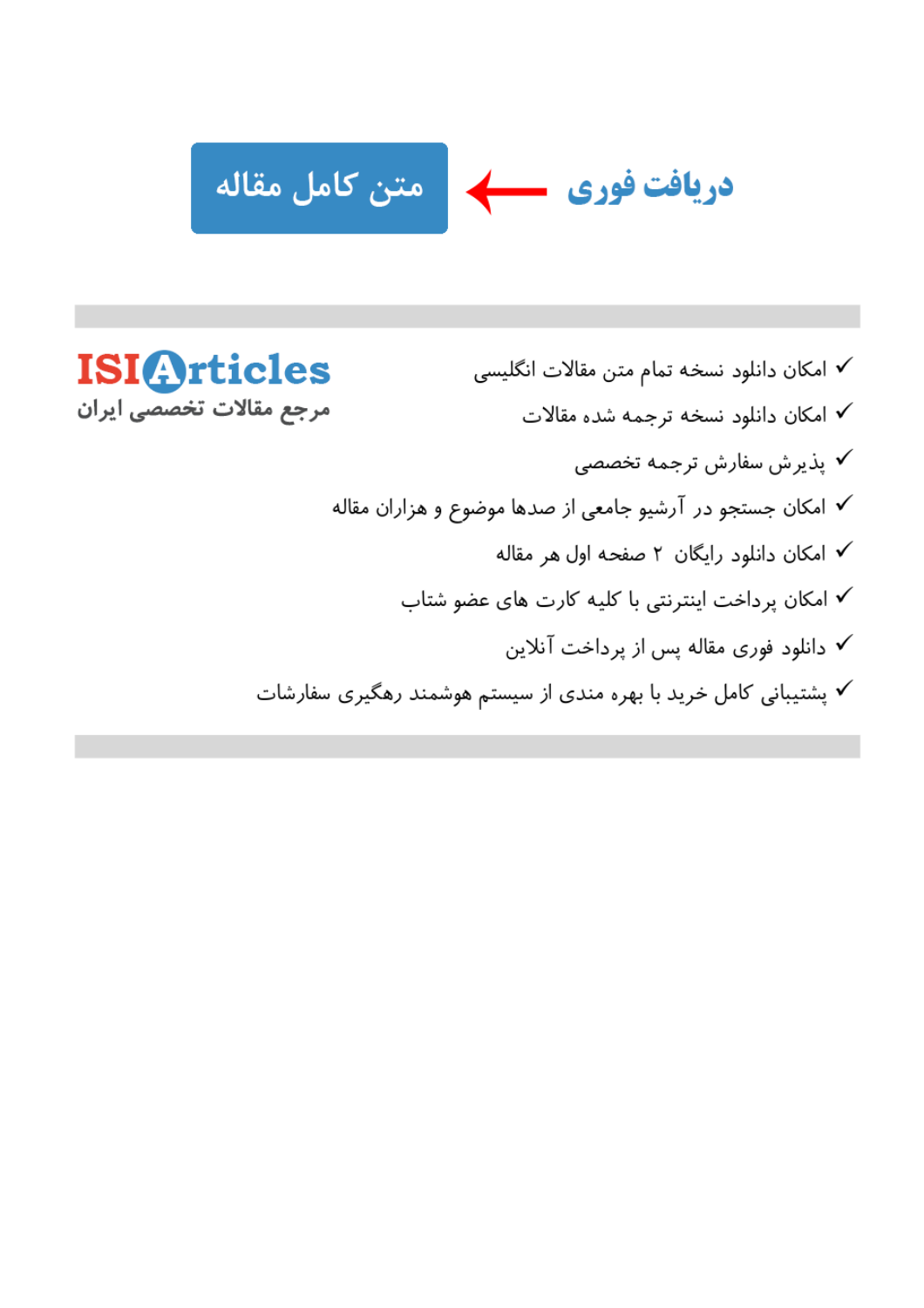دریافت فوری ← متن کامل مقاله

**ISIArticles**
مرجع مقالات تخصصی ایران

- ✓ امکان دانلود نسخه تمام متن مقالات انگلیسی
- ✓ امکان دانلود نسخه ترجمه شده مقالات
- ✓ پذیرش سفارش ترجمه تخصصی
- ✓ امکان جستجو در آرشیو جامعی از صدها موضوع و هزاران مقاله
- ✓ امکان دانلود رایگان ۲ صفحه اول هر مقاله
- ✓ امکان پرداخت اینترنتی با کلیه کارت های عضو شتاب
- ✓ دانلود فوری مقاله پس از پرداخت آنلاین
- ✓ پشتیبانی کامل خرید با بهره مندی از سیستم هوشمند رهگیری سفارشات